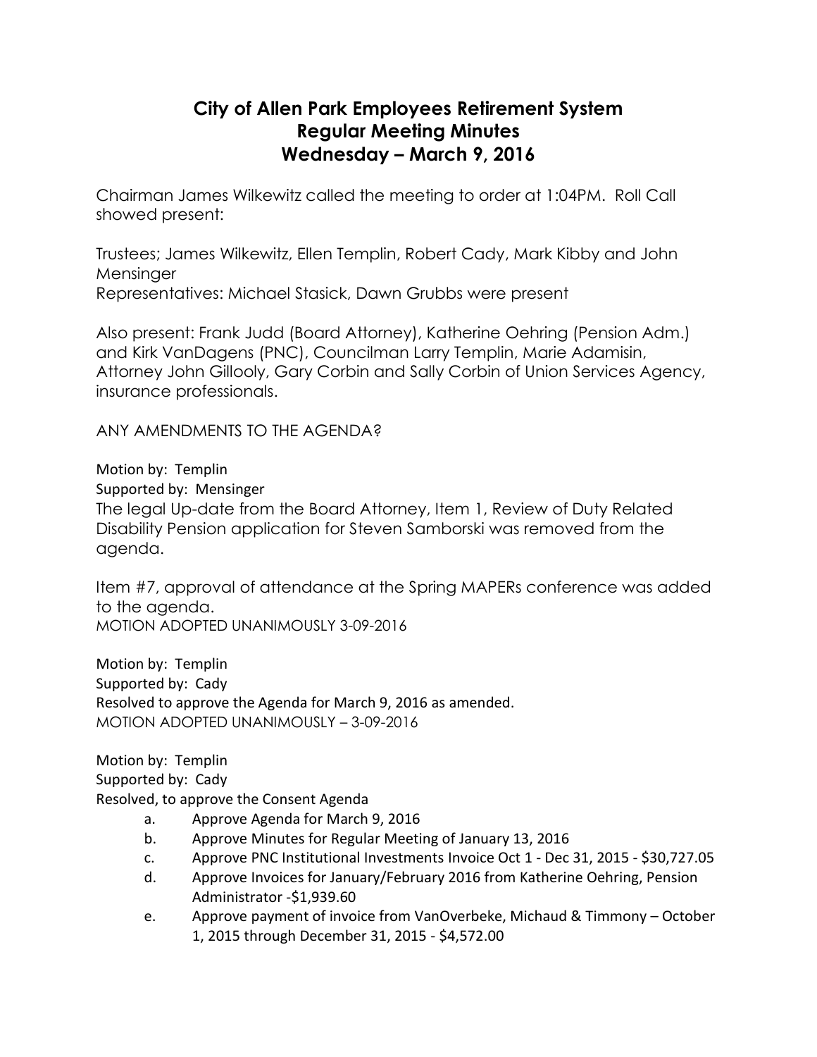# City of Allen Park Employees Retirement System
# Regular Meeting Minutes
# Wednesday – March 9, 2016

Chairman James Wilkewitz called the meeting to order at 1:04PM. Roll Call showed present:

Trustees; James Wilkewitz, Ellen Templin, Robert Cady, Mark Kibby and John Mensinger
Representatives: Michael Stasick, Dawn Grubbs were present

Also present: Frank Judd (Board Attorney), Katherine Oehring (Pension Adm.) and Kirk VanDagens (PNC), Councilman Larry Templin, Marie Adamisin, Attorney John Gillooly, Gary Corbin and Sally Corbin of Union Services Agency, insurance professionals.

ANY AMENDMENTS TO THE AGENDA?

Motion by: Templin
Supported by: Mensinger
The legal Up-date from the Board Attorney, Item 1, Review of Duty Related Disability Pension application for Steven Samborski was removed from the agenda.

Item #7, approval of attendance at the Spring MAPERs conference was added to the agenda.
MOTION ADOPTED UNANIMOUSLY 3-09-2016

Motion by: Templin
Supported by: Cady
Resolved to approve the Agenda for March 9, 2016 as amended.
MOTION ADOPTED UNANIMOUSLY – 3-09-2016

Motion by: Templin
Supported by: Cady
Resolved, to approve the Consent Agenda

a. Approve Agenda for March 9, 2016
b. Approve Minutes for Regular Meeting of January 13, 2016
c. Approve PNC Institutional Investments Invoice Oct 1 - Dec 31, 2015 - $30,727.05
d. Approve Invoices for January/February 2016 from Katherine Oehring, Pension Administrator -$1,939.60
e. Approve payment of invoice from VanOverbeke, Michaud & Timmony – October 1, 2015 through December 31, 2015 - $4,572.00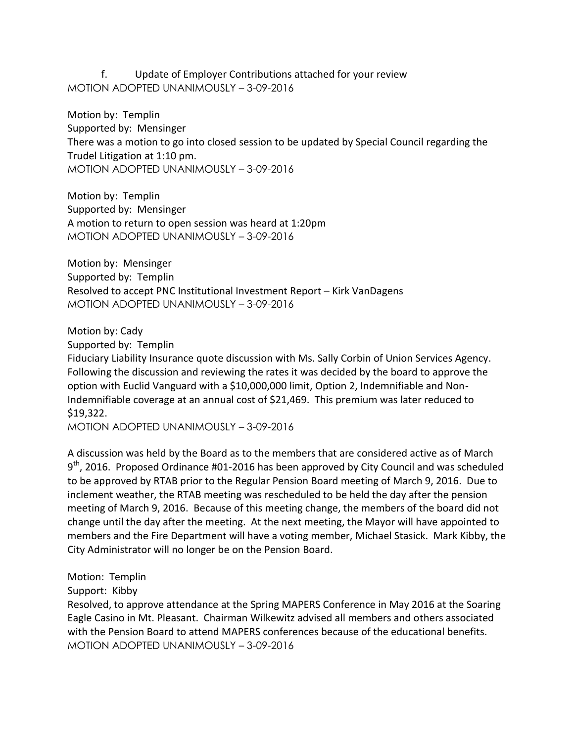f. Update of Employer Contributions attached for your review
MOTION ADOPTED UNANIMOUSLY – 3-09-2016

Motion by: Templin
Supported by: Mensinger
There was a motion to go into closed session to be updated by Special Council regarding the Trudel Litigation at 1:10 pm.
MOTION ADOPTED UNANIMOUSLY – 3-09-2016

Motion by: Templin
Supported by: Mensinger
A motion to return to open session was heard at 1:20pm
MOTION ADOPTED UNANIMOUSLY – 3-09-2016

Motion by: Mensinger
Supported by: Templin
Resolved to accept PNC Institutional Investment Report – Kirk VanDagens
MOTION ADOPTED UNANIMOUSLY – 3-09-2016

Motion by: Cady
Supported by: Templin
Fiduciary Liability Insurance quote discussion with Ms. Sally Corbin of Union Services Agency. Following the discussion and reviewing the rates it was decided by the board to approve the option with Euclid Vanguard with a $10,000,000 limit, Option 2, Indemnifiable and Non-Indemnifiable coverage at an annual cost of $21,469. This premium was later reduced to $19,322.
MOTION ADOPTED UNANIMOUSLY – 3-09-2016

A discussion was held by the Board as to the members that are considered active as of March 9th, 2016. Proposed Ordinance #01-2016 has been approved by City Council and was scheduled to be approved by RTAB prior to the Regular Pension Board meeting of March 9, 2016. Due to inclement weather, the RTAB meeting was rescheduled to be held the day after the pension meeting of March 9, 2016. Because of this meeting change, the members of the board did not change until the day after the meeting. At the next meeting, the Mayor will have appointed to members and the Fire Department will have a voting member, Michael Stasick. Mark Kibby, the City Administrator will no longer be on the Pension Board.

Motion: Templin
Support: Kibby
Resolved, to approve attendance at the Spring MAPERS Conference in May 2016 at the Soaring Eagle Casino in Mt. Pleasant. Chairman Wilkewitz advised all members and others associated with the Pension Board to attend MAPERS conferences because of the educational benefits.
MOTION ADOPTED UNANIMOUSLY – 3-09-2016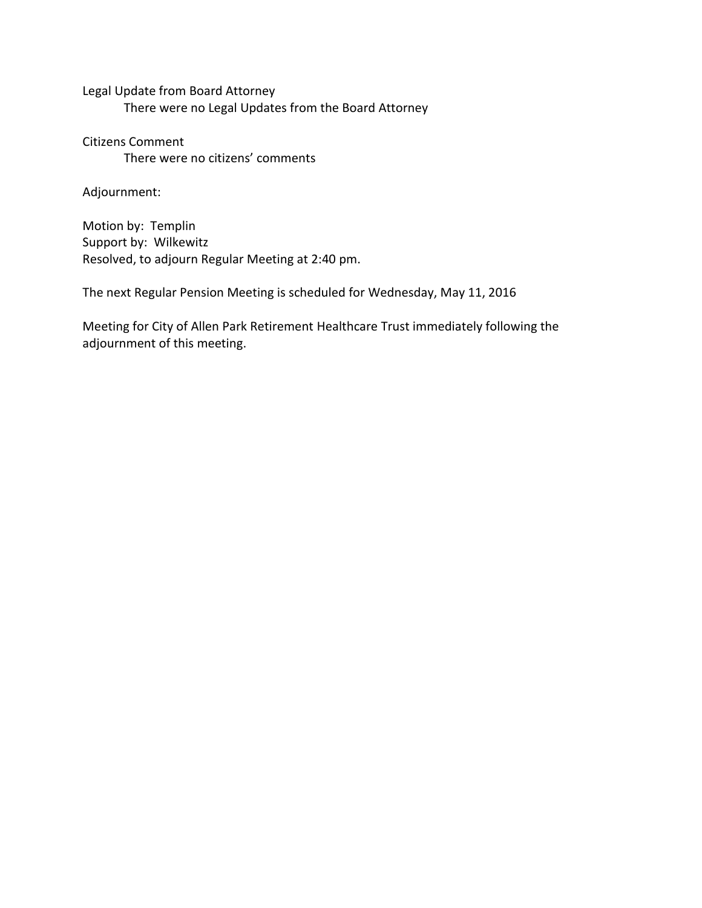Legal Update from Board Attorney

There were no Legal Updates from the Board Attorney

Citizens Comment

There were no citizens' comments

Adjournment:

Motion by: Templin
Support by: Wilkewitz
Resolved, to adjourn Regular Meeting at 2:40 pm.

The next Regular Pension Meeting is scheduled for Wednesday, May 11, 2016

Meeting for City of Allen Park Retirement Healthcare Trust immediately following the adjournment of this meeting.